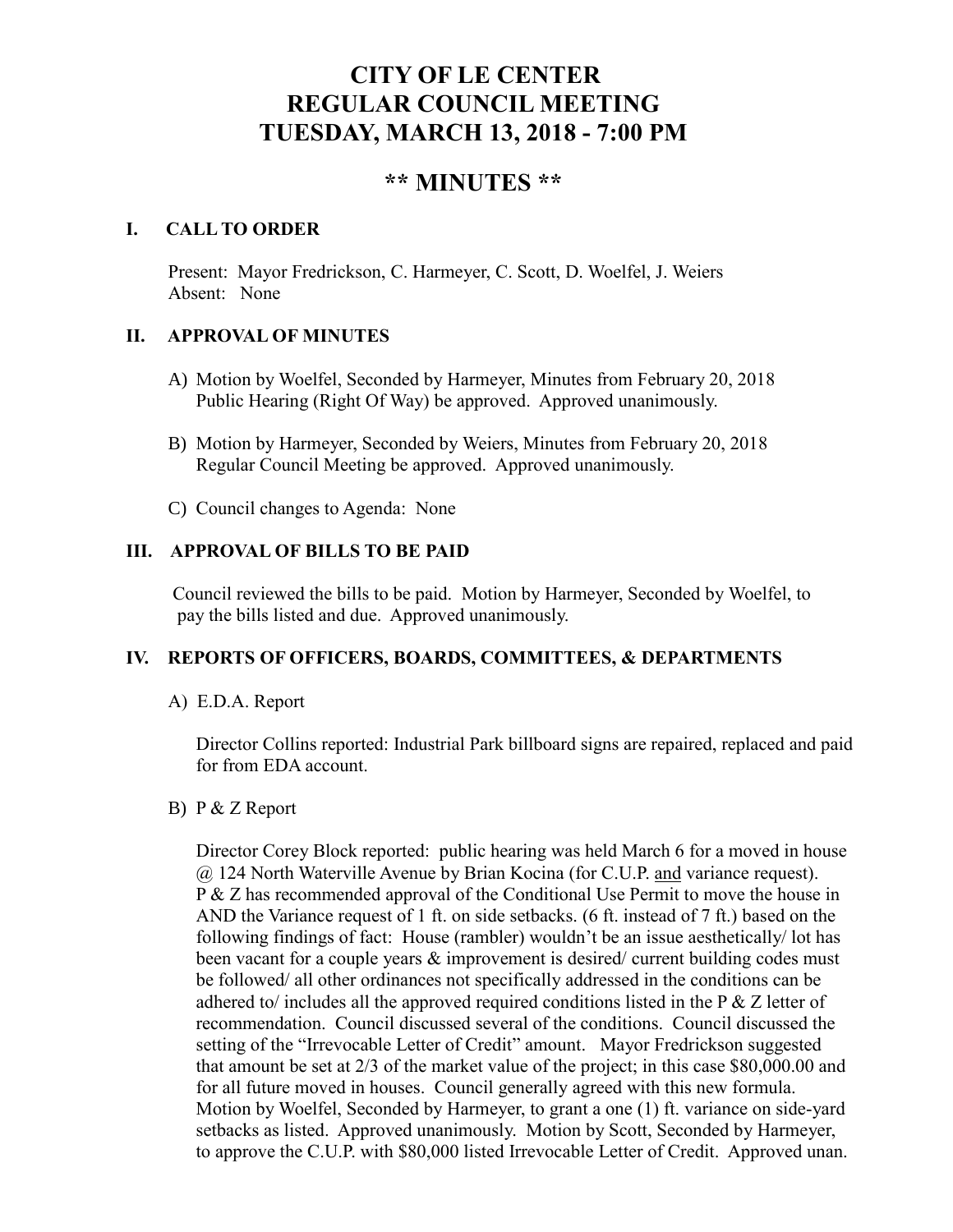# CITY OF LE CENTER
# REGULAR COUNCIL MEETING
# TUESDAY, MARCH 13, 2018 - 7:00 PM

## ** MINUTES **

### I. CALL TO ORDER

Present: Mayor Fredrickson, C. Harmeyer, C. Scott, D. Woelfel, J. Weiers
Absent: None

### II. APPROVAL OF MINUTES

A) Motion by Woelfel, Seconded by Harmeyer, Minutes from February 20, 2018 Public Hearing (Right Of Way) be approved. Approved unanimously.

B) Motion by Harmeyer, Seconded by Weiers, Minutes from February 20, 2018 Regular Council Meeting be approved. Approved unanimously.

C) Council changes to Agenda: None

### III. APPROVAL OF BILLS TO BE PAID

Council reviewed the bills to be paid. Motion by Harmeyer, Seconded by Woelfel, to pay the bills listed and due. Approved unanimously.

### IV. REPORTS OF OFFICERS, BOARDS, COMMITTEES, & DEPARTMENTS

A) E.D.A. Report

Director Collins reported: Industrial Park billboard signs are repaired, replaced and paid for from EDA account.

B) P & Z Report

Director Corey Block reported: public hearing was held March 6 for a moved in house @ 124 North Waterville Avenue by Brian Kocina (for C.U.P. and variance request). P & Z has recommended approval of the Conditional Use Permit to move the house in AND the Variance request of 1 ft. on side setbacks. (6 ft. instead of 7 ft.) based on the following findings of fact: House (rambler) wouldn't be an issue aesthetically/ lot has been vacant for a couple years & improvement is desired/ current building codes must be followed/ all other ordinances not specifically addressed in the conditions can be adhered to/ includes all the approved required conditions listed in the P & Z letter of recommendation. Council discussed several of the conditions. Council discussed the setting of the "Irrevocable Letter of Credit" amount. Mayor Fredrickson suggested that amount be set at 2/3 of the market value of the project; in this case $80,000.00 and for all future moved in houses. Council generally agreed with this new formula. Motion by Woelfel, Seconded by Harmeyer, to grant a one (1) ft. variance on side-yard setbacks as listed. Approved unanimously. Motion by Scott, Seconded by Harmeyer, to approve the C.U.P. with $80,000 listed Irrevocable Letter of Credit. Approved unan.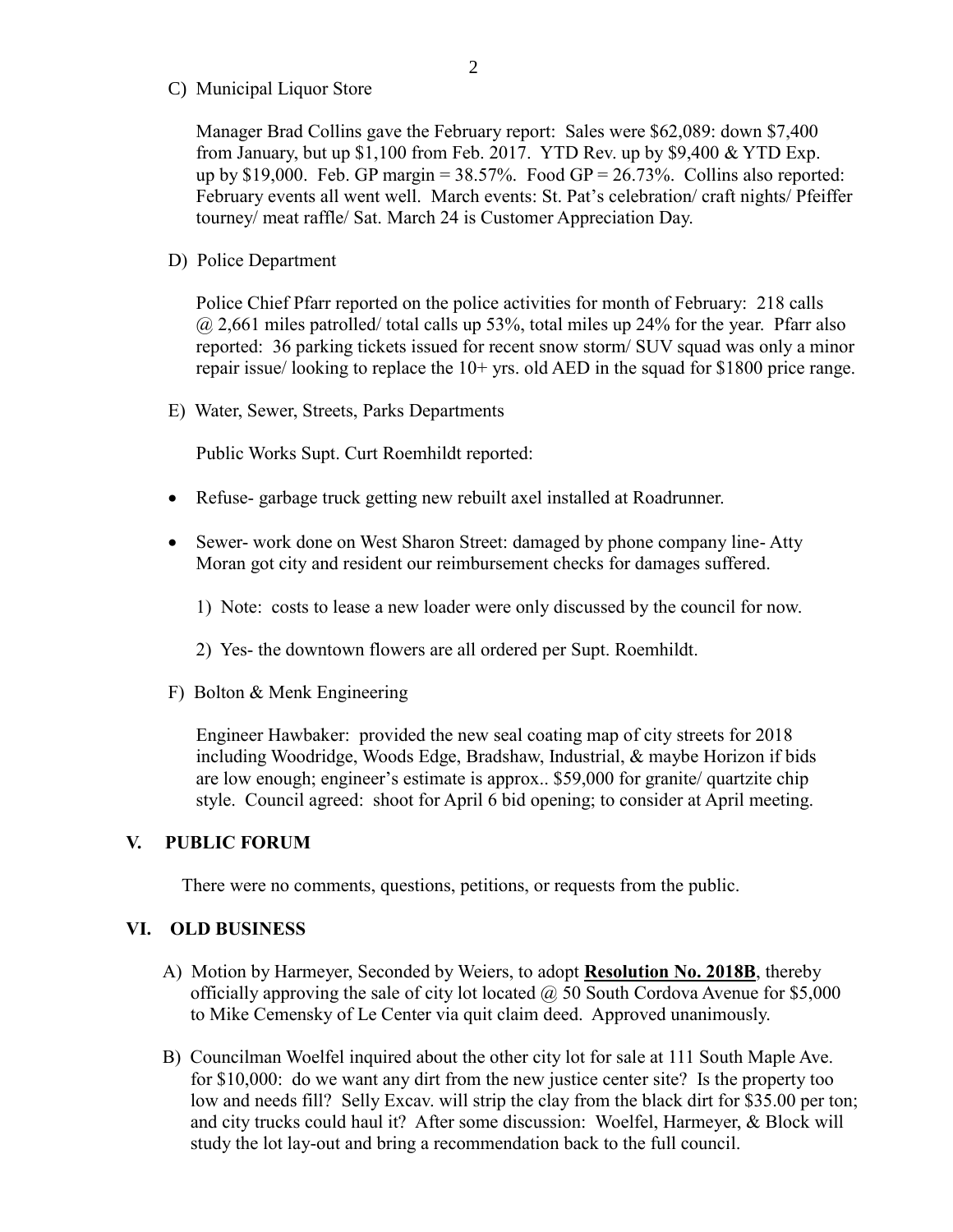C) Municipal Liquor Store

Manager Brad Collins gave the February report: Sales were $62,089: down $7,400 from January, but up $1,100 from Feb. 2017. YTD Rev. up by $9,400 & YTD Exp. up by $19,000. Feb. GP margin = 38.57%. Food GP = 26.73%. Collins also reported: February events all went well. March events: St. Pat's celebration/ craft nights/ Pfeiffer tourney/ meat raffle/ Sat. March 24 is Customer Appreciation Day.

D) Police Department

Police Chief Pfarr reported on the police activities for month of February: 218 calls @ 2,661 miles patrolled/ total calls up 53%, total miles up 24% for the year. Pfarr also reported: 36 parking tickets issued for recent snow storm/ SUV squad was only a minor repair issue/ looking to replace the 10+ yrs. old AED in the squad for $1800 price range.

E) Water, Sewer, Streets, Parks Departments

Public Works Supt. Curt Roemhildt reported:

- Refuse- garbage truck getting new rebuilt axel installed at Roadrunner.
- Sewer- work done on West Sharon Street: damaged by phone company line- Atty Moran got city and resident our reimbursement checks for damages suffered.

1) Note: costs to lease a new loader were only discussed by the council for now.

2) Yes- the downtown flowers are all ordered per Supt. Roemhildt.

F) Bolton & Menk Engineering

Engineer Hawbaker: provided the new seal coating map of city streets for 2018 including Woodridge, Woods Edge, Bradshaw, Industrial, & maybe Horizon if bids are low enough; engineer's estimate is approx.. $59,000 for granite/ quartzite chip style. Council agreed: shoot for April 6 bid opening; to consider at April meeting.

## V. PUBLIC FORUM

There were no comments, questions, petitions, or requests from the public.

## VI. OLD BUSINESS

A) Motion by Harmeyer, Seconded by Weiers, to adopt **Resolution No. 2018B**, thereby officially approving the sale of city lot located @ 50 South Cordova Avenue for $5,000 to Mike Cemensky of Le Center via quit claim deed. Approved unanimously.

B) Councilman Woelfel inquired about the other city lot for sale at 111 South Maple Ave. for $10,000: do we want any dirt from the new justice center site? Is the property too low and needs fill? Selly Excav. will strip the clay from the black dirt for $35.00 per ton; and city trucks could haul it? After some discussion: Woelfel, Harmeyer, & Block will study the lot lay-out and bring a recommendation back to the full council.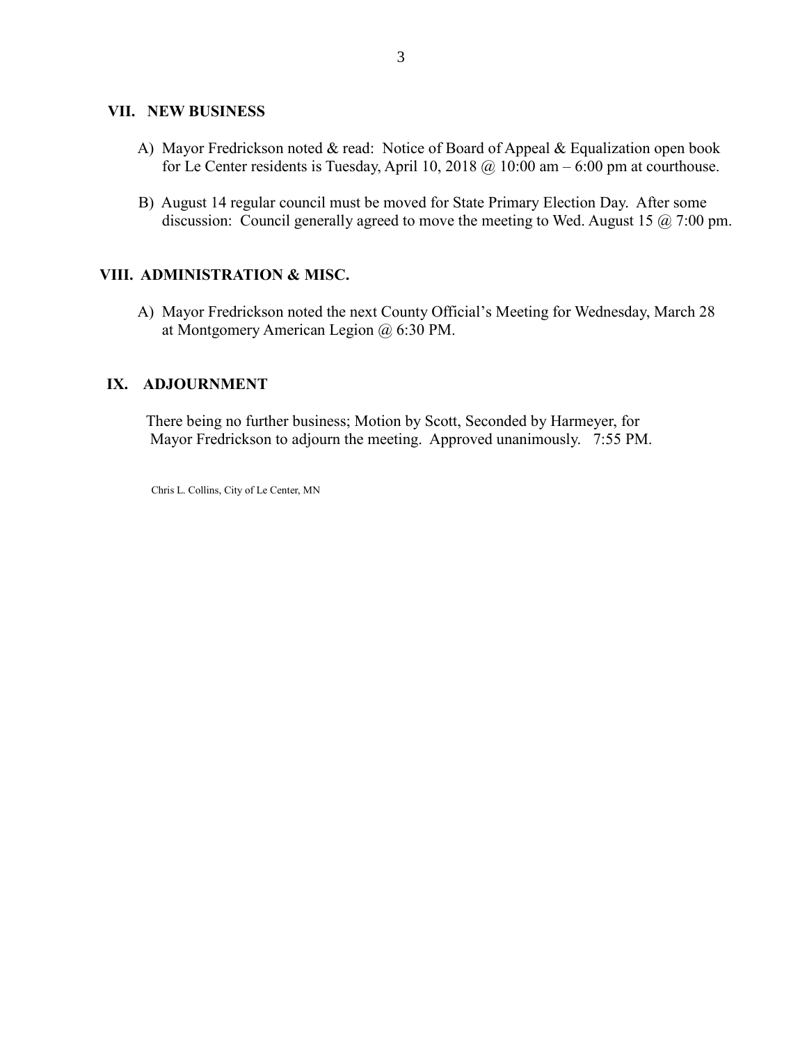## VII. NEW BUSINESS

A) Mayor Fredrickson noted & read: Notice of Board of Appeal & Equalization open book for Le Center residents is Tuesday, April 10, 2018 @ 10:00 am – 6:00 pm at courthouse.

B) August 14 regular council must be moved for State Primary Election Day. After some discussion: Council generally agreed to move the meeting to Wed. August 15 @ 7:00 pm.

## VIII. ADMINISTRATION & MISC.

A) Mayor Fredrickson noted the next County Official's Meeting for Wednesday, March 28 at Montgomery American Legion @ 6:30 PM.

## IX. ADJOURNMENT

There being no further business; Motion by Scott, Seconded by Harmeyer, for Mayor Fredrickson to adjourn the meeting. Approved unanimously. 7:55 PM.

Chris L. Collins, City of Le Center, MN